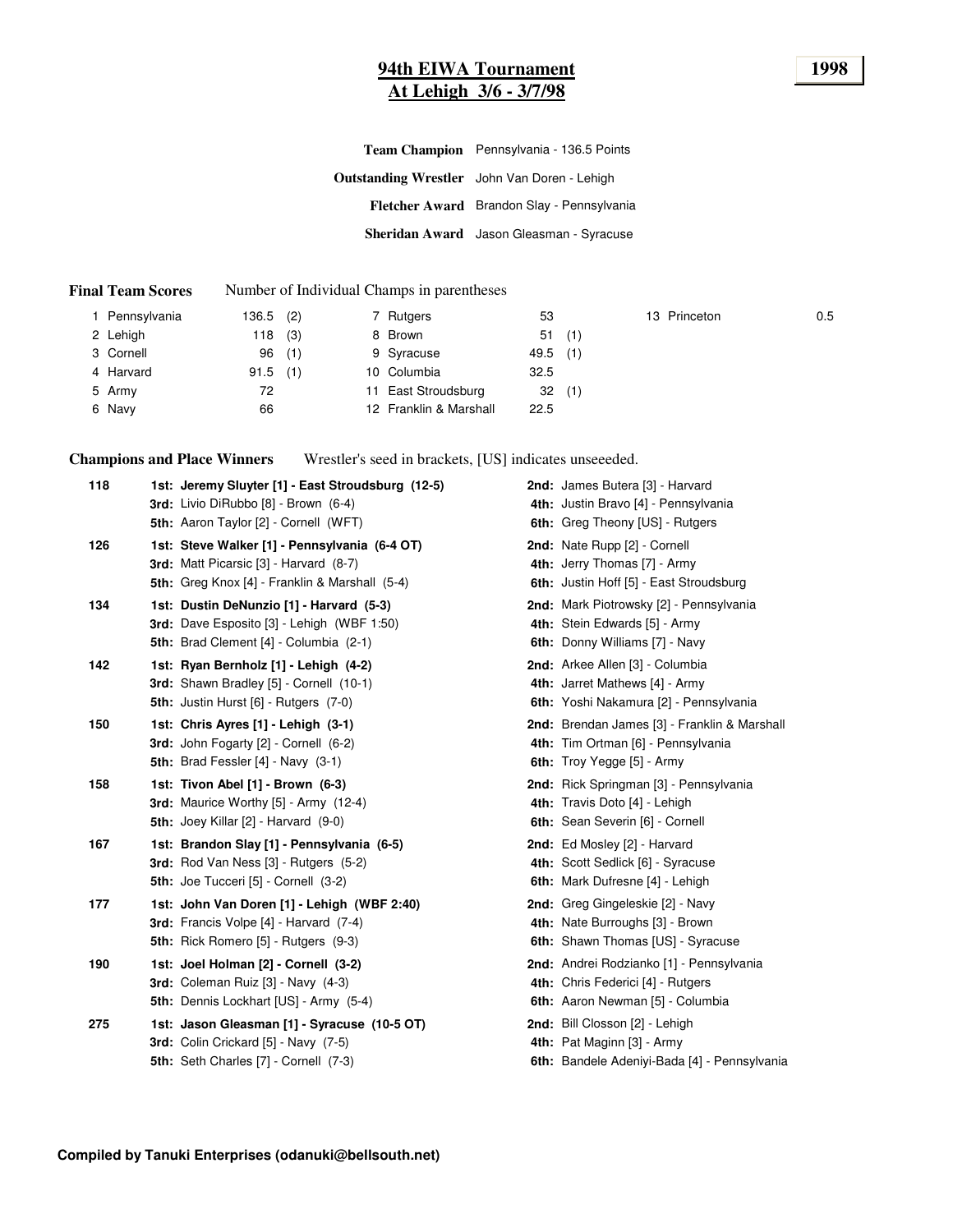# 94th EIWA Tournament
## At Lehigh 3/6 - 3/7/98

**1998**

**Team Champion** Pennsylvania - 136.5 Points

**Outstanding Wrestler** John Van Doren - Lehigh

**Fletcher Award** Brandon Slay - Pennsylvania

**Sheridan Award** Jason Gleasman - Syracuse

**Final Team Scores** Number of Individual Champs in parentheses

| | Team | Score | Champs |
|---|---|---|---|
| 1 | Pennsylvania | 136.5 | (2) |
| 2 | Lehigh | 118 | (3) |
| 3 | Cornell | 96 | (1) |
| 4 | Harvard | 91.5 | (1) |
| 5 | Army | 72 | |
| 6 | Navy | 66 | |
| 7 | Rutgers | 53 | |
| 8 | Brown | 51 | (1) |
| 9 | Syracuse | 49.5 | (1) |
| 10 | Columbia | 32.5 | |
| 11 | East Stroudsburg | 32 | (1) |
| 12 | Franklin & Marshall | 22.5 | |
| 13 | Princeton | 0.5 | |

**Champions and Place Winners** Wrestler's seed in brackets, [US] indicates unseeeded.

**118**
- **1st: Jeremy Sluyter [1] - East Stroudsburg (12-5)**
- **2nd:** James Butera [3] - Harvard
- **3rd:** Livio DiRubbo [8] - Brown (6-4)
- **4th:** Justin Bravo [4] - Pennsylvania
- **5th:** Aaron Taylor [2] - Cornell (WFT)
- **6th:** Greg Theony [US] - Rutgers

**126**
- **1st: Steve Walker [1] - Pennsylvania (6-4 OT)**
- **2nd:** Nate Rupp [2] - Cornell
- **3rd:** Matt Picarsic [3] - Harvard (8-7)
- **4th:** Jerry Thomas [7] - Army
- **5th:** Greg Knox [4] - Franklin & Marshall (5-4)
- **6th:** Justin Hoff [5] - East Stroudsburg

**134**
- **1st: Dustin DeNunzio [1] - Harvard (5-3)**
- **2nd:** Mark Piotrowsky [2] - Pennsylvania
- **3rd:** Dave Esposito [3] - Lehigh (WBF 1:50)
- **4th:** Stein Edwards [5] - Army
- **5th:** Brad Clement [4] - Columbia (2-1)
- **6th:** Donny Williams [7] - Navy

**142**
- **1st: Ryan Bernholz [1] - Lehigh (4-2)**
- **2nd:** Arkee Allen [3] - Columbia
- **3rd:** Shawn Bradley [5] - Cornell (10-1)
- **4th:** Jarret Mathews [4] - Army
- **5th:** Justin Hurst [6] - Rutgers (7-0)
- **6th:** Yoshi Nakamura [2] - Pennsylvania

**150**
- **1st: Chris Ayres [1] - Lehigh (3-1)**
- **2nd:** Brendan James [3] - Franklin & Marshall
- **3rd:** John Fogarty [2] - Cornell (6-2)
- **4th:** Tim Ortman [6] - Pennsylvania
- **5th:** Brad Fessler [4] - Navy (3-1)
- **6th:** Troy Yegge [5] - Army

**158**
- **1st: Tivon Abel [1] - Brown (6-3)**
- **2nd:** Rick Springman [3] - Pennsylvania
- **3rd:** Maurice Worthy [5] - Army (12-4)
- **4th:** Travis Doto [4] - Lehigh
- **5th:** Joey Killar [2] - Harvard (9-0)
- **6th:** Sean Severin [6] - Cornell

**167**
- **1st: Brandon Slay [1] - Pennsylvania (6-5)**
- **2nd:** Ed Mosley [2] - Harvard
- **3rd:** Rod Van Ness [3] - Rutgers (5-2)
- **4th:** Scott Sedlick [6] - Syracuse
- **5th:** Joe Tucceri [5] - Cornell (3-2)
- **6th:** Mark Dufresne [4] - Lehigh

**177**
- **1st: John Van Doren [1] - Lehigh (WBF 2:40)**
- **2nd:** Greg Gingeleskie [2] - Navy
- **3rd:** Francis Volpe [4] - Harvard (7-4)
- **4th:** Nate Burroughs [3] - Brown
- **5th:** Rick Romero [5] - Rutgers (9-3)
- **6th:** Shawn Thomas [US] - Syracuse

**190**
- **1st: Joel Holman [2] - Cornell (3-2)**
- **2nd:** Andrei Rodzianko [1] - Pennsylvania
- **3rd:** Coleman Ruiz [3] - Navy (4-3)
- **4th:** Chris Federici [4] - Rutgers
- **5th:** Dennis Lockhart [US] - Army (5-4)
- **6th:** Aaron Newman [5] - Columbia

**275**
- **1st: Jason Gleasman [1] - Syracuse (10-5 OT)**
- **2nd:** Bill Closson [2] - Lehigh
- **3rd:** Colin Crickard [5] - Navy (7-5)
- **4th:** Pat Maginn [3] - Army
- **5th:** Seth Charles [7] - Cornell (7-3)
- **6th:** Bandele Adeniyi-Bada [4] - Pennsylvania

**Compiled by Tanuki Enterprises (odanuki@bellsouth.net)**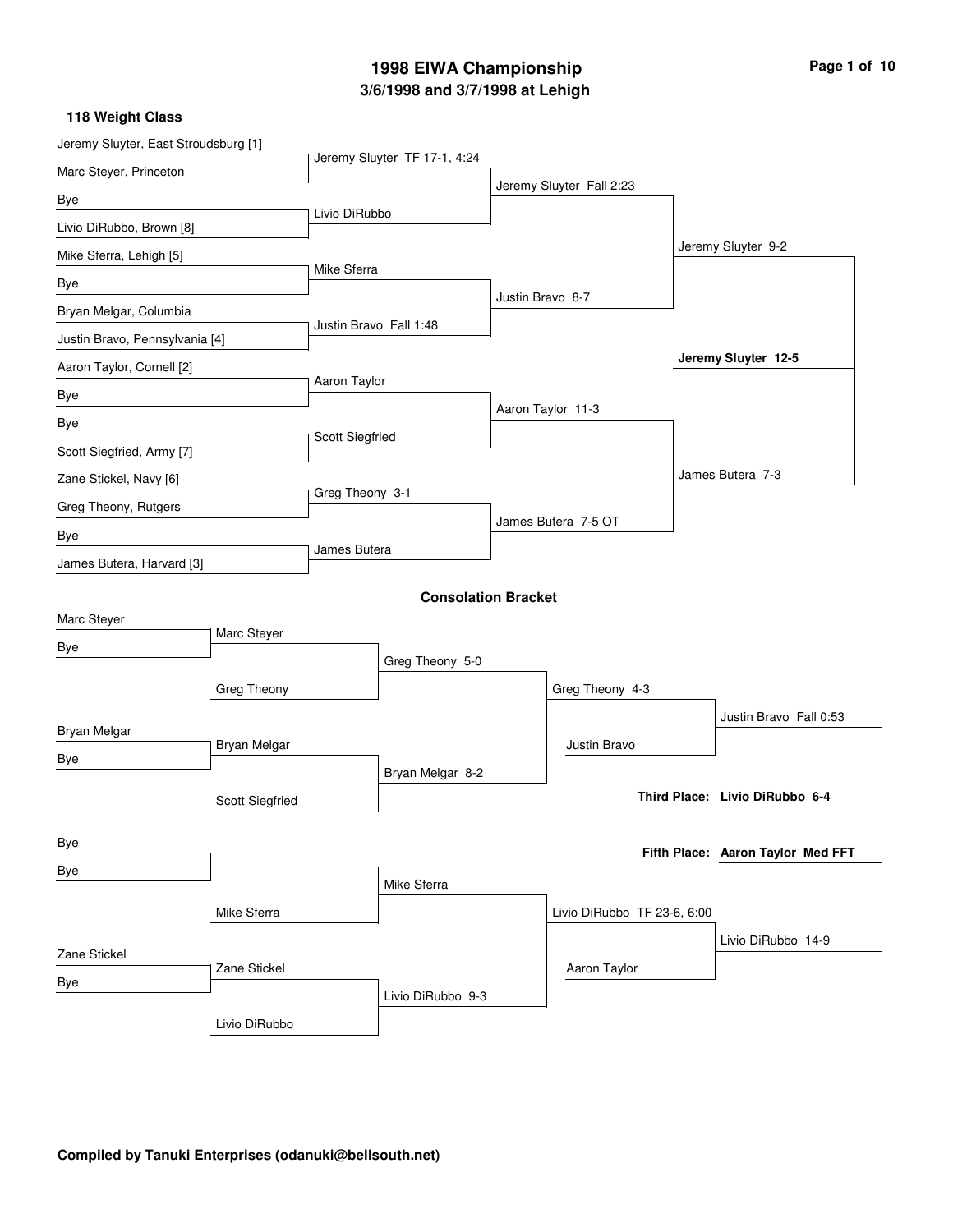# 1998 EIWA Championship

## 3/6/1998 and 3/7/1998 at Lehigh

### 118 Weight Class

**Championship Bracket**

| First Round | Quarterfinals | Semifinals | Finals | Champion |
|---|---|---|---|---|
| Jeremy Sluyter, East Stroudsburg [1] | Jeremy Sluyter TF 17-1, 4:24 | Jeremy Sluyter Fall 2:23 | Jeremy Sluyter 9-2 | **Jeremy Sluyter 12-5** |
| Marc Steyer, Princeton | | | | |
| Bye | Livio DiRubbo | | | |
| Livio DiRubbo, Brown [8] | | | | |
| Mike Sferra, Lehigh [5] | Mike Sferra | Justin Bravo 8-7 | | |
| Bye | | | | |
| Bryan Melgar, Columbia | Justin Bravo Fall 1:48 | | | |
| Justin Bravo, Pennsylvania [4] | | | | |
| Aaron Taylor, Cornell [2] | Aaron Taylor | Aaron Taylor 11-3 | James Butera 7-3 | |
| Bye | | | | |
| Bye | Scott Siegfried | | | |
| Scott Siegfried, Army [7] | | | | |
| Zane Stickel, Navy [6] | Greg Theony 3-1 | James Butera 7-5 OT | | |
| Greg Theony, Rutgers | | | | |
| Bye | James Butera | | | |
| James Butera, Harvard [3] | | | | |

**Consolation Bracket**

| Round 1 | Round 2 | Round 3 | Round 4 | Round 5 |
|---|---|---|---|---|
| Marc Steyer | Marc Steyer | Greg Theony 5-0 | Greg Theony 4-3 | Justin Bravo Fall 0:53 |
| Bye | Greg Theony | | Justin Bravo | |
| Bryan Melgar | Bryan Melgar | Bryan Melgar 8-2 | | |
| Bye | Scott Siegfried | | | |
| Bye | | Mike Sferra | Livio DiRubbo TF 23-6, 6:00 | Livio DiRubbo 14-9 |
| Bye | Mike Sferra | | Aaron Taylor | |
| Zane Stickel | Zane Stickel | Livio DiRubbo 9-3 | | |
| Bye | Livio DiRubbo | | | |

**Third Place: Livio DiRubbo 6-4**

**Fifth Place: Aaron Taylor Med FFT**

**Compiled by Tanuki Enterprises (odanuki@bellsouth.net)**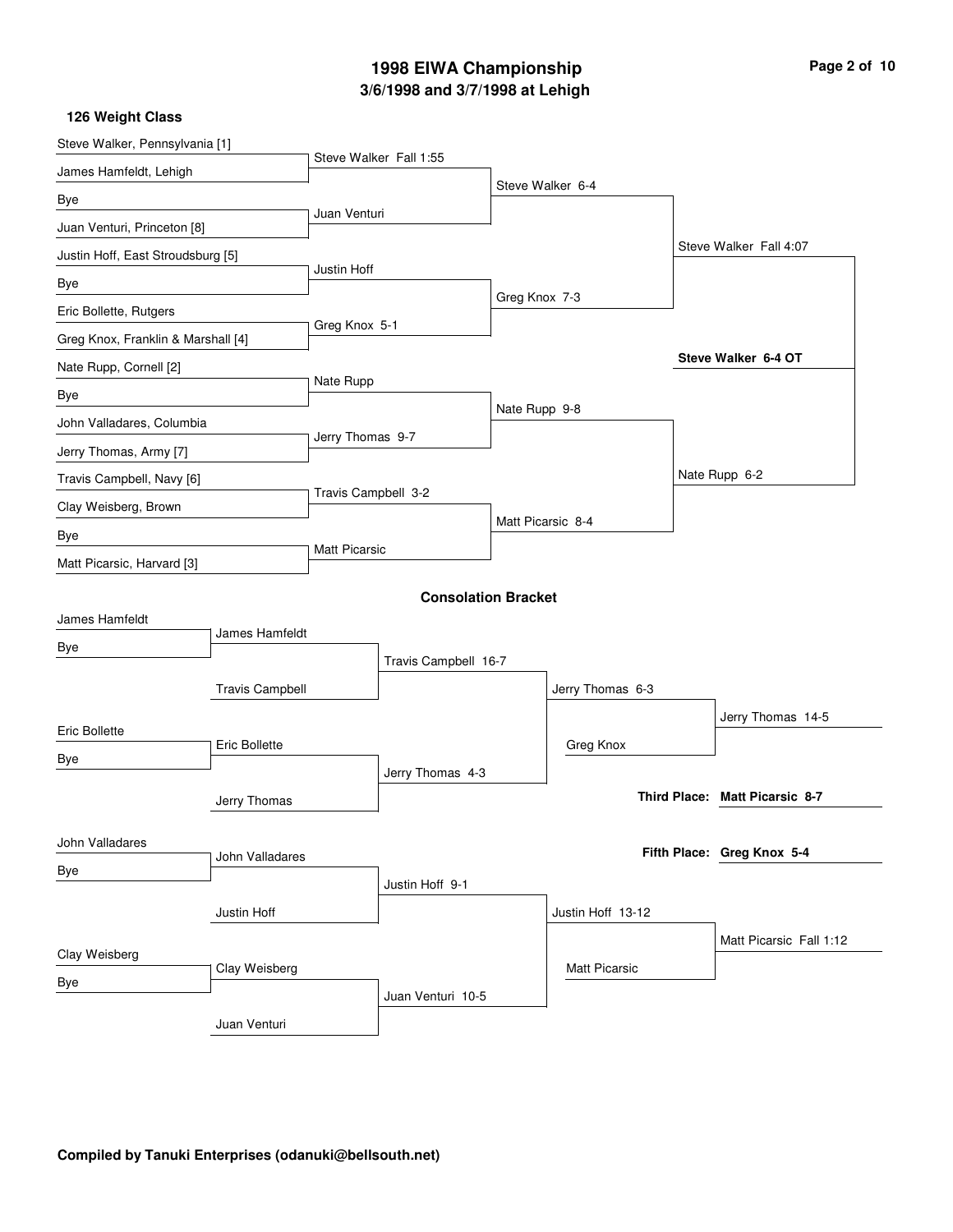# 1998 EIWA Championship

## 3/6/1998 and 3/7/1998 at Lehigh

### 126 Weight Class

**Championship Bracket**

First Round:
- Steve Walker, Pennsylvania [1] vs. James Hamfeldt, Lehigh — Steve Walker Fall 1:55
- Bye vs. Juan Venturi, Princeton [8] — Juan Venturi
- Justin Hoff, East Stroudsburg [5] vs. Bye — Justin Hoff
- Eric Bollette, Rutgers vs. Greg Knox, Franklin & Marshall [4] — Greg Knox 5-1
- Nate Rupp, Cornell [2] vs. Bye — Nate Rupp
- John Valladares, Columbia vs. Jerry Thomas, Army [7] — Jerry Thomas 9-7
- Travis Campbell, Navy [6] vs. Clay Weisberg, Brown — Travis Campbell 3-2
- Bye vs. Matt Picarsic, Harvard [3] — Matt Picarsic

Quarterfinals:
- Steve Walker 6-4
- Greg Knox 7-3
- Nate Rupp 9-8
- Matt Picarsic 8-4

Semifinals:
- Steve Walker Fall 4:07
- Nate Rupp 6-2

Final:
- **Steve Walker 6-4 OT**

**Consolation Bracket**

- James Hamfeldt vs. Bye — James Hamfeldt
- James Hamfeldt vs. Travis Campbell — Travis Campbell 16-7
- Eric Bollette vs. Bye — Eric Bollette
- Eric Bollette vs. Jerry Thomas — Jerry Thomas 4-3
- Travis Campbell vs. Jerry Thomas — Jerry Thomas 6-3
- Jerry Thomas vs. Greg Knox — Jerry Thomas 14-5
- John Valladares vs. Bye — John Valladares
- John Valladares vs. Justin Hoff — Justin Hoff 9-1
- Clay Weisberg vs. Bye — Clay Weisberg
- Clay Weisberg vs. Juan Venturi — Juan Venturi 10-5
- Justin Hoff vs. Juan Venturi — Justin Hoff 13-12
- Justin Hoff vs. Matt Picarsic — Matt Picarsic Fall 1:12

**Third Place: Matt Picarsic 8-7**

**Fifth Place: Greg Knox 5-4**

**Compiled by Tanuki Enterprises (odanuki@bellsouth.net)**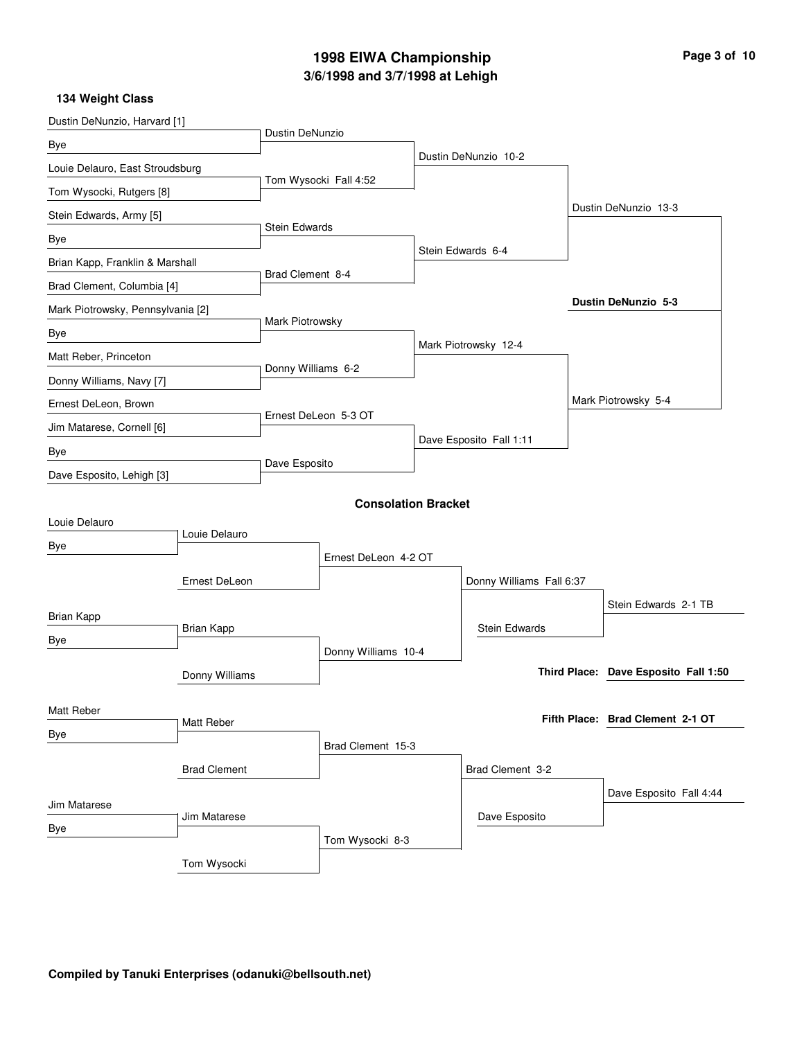# 1998 EIWA Championship

## 3/6/1998 and 3/7/1998 at Lehigh

### 134 Weight Class

**Championship Bracket**

First Round:
- Dustin DeNunzio, Harvard [1] vs. Bye — Dustin DeNunzio
- Louie Delauro, East Stroudsburg vs. Tom Wysocki, Rutgers [8] — Tom Wysocki Fall 4:52
- Stein Edwards, Army [5] vs. Bye — Stein Edwards
- Brian Kapp, Franklin & Marshall vs. Brad Clement, Columbia [4] — Brad Clement 8-4
- Mark Piotrowsky, Pennsylvania [2] vs. Bye — Mark Piotrowsky
- Matt Reber, Princeton vs. Donny Williams, Navy [7] — Donny Williams 6-2
- Ernest DeLeon, Brown vs. Jim Matarese, Cornell [6] — Ernest DeLeon 5-3 OT
- Bye vs. Dave Esposito, Lehigh [3] — Dave Esposito

Quarterfinals:
- Dustin DeNunzio 10-2
- Stein Edwards 6-4
- Mark Piotrowsky 12-4
- Dave Esposito Fall 1:11

Semifinals:
- Dustin DeNunzio 13-3
- Mark Piotrowsky 5-4

Final:
- **Dustin DeNunzio 5-3**

**Consolation Bracket**

- Louie Delauro vs. Bye — Louie Delauro
- Louie Delauro vs. Ernest DeLeon — Ernest DeLeon 4-2 OT
- Brian Kapp vs. Bye — Brian Kapp
- Brian Kapp vs. Donny Williams — Donny Williams 10-4
- Ernest DeLeon vs. Donny Williams — Donny Williams Fall 6:37
- Donny Williams vs. Stein Edwards — Stein Edwards 2-1 TB
- Matt Reber vs. Bye — Matt Reber
- Matt Reber vs. Brad Clement — Brad Clement 15-3
- Jim Matarese vs. Bye — Jim Matarese
- Jim Matarese vs. Tom Wysocki — Tom Wysocki 8-3
- Brad Clement vs. Tom Wysocki — Brad Clement 3-2
- Brad Clement vs. Dave Esposito — Dave Esposito Fall 4:44

**Third Place:** **Dave Esposito Fall 1:50**

**Fifth Place:** **Brad Clement 2-1 OT**

**Compiled by Tanuki Enterprises (odanuki@bellsouth.net)**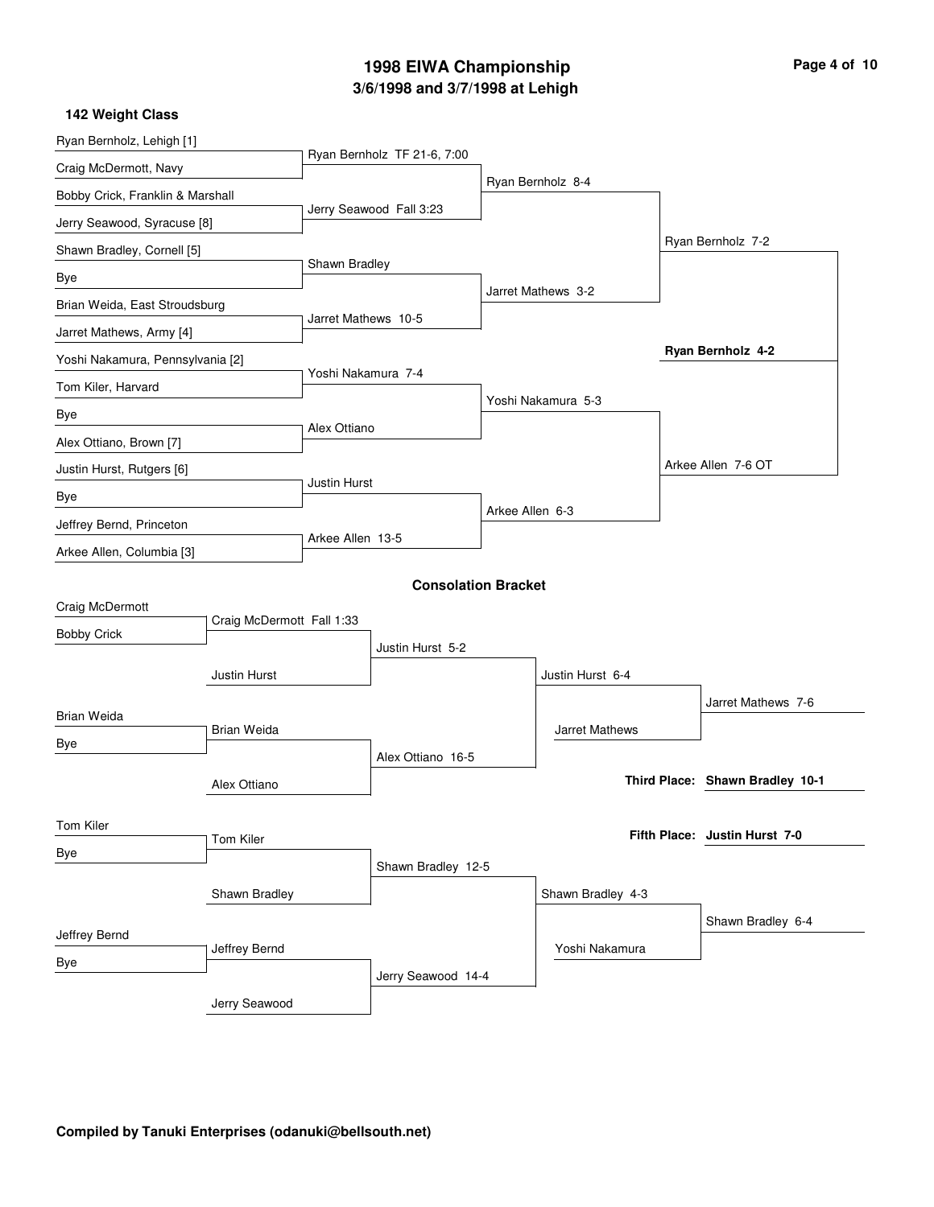# 1998 EIWA Championship
## 3/6/1998 and 3/7/1998 at Lehigh

### 142 Weight Class

**Championship Bracket**

First Round:
- Ryan Bernholz, Lehigh [1] vs Craig McDermott, Navy — Ryan Bernholz TF 21-6, 7:00
- Bobby Crick, Franklin & Marshall vs Jerry Seawood, Syracuse [8] — Jerry Seawood Fall 3:23
- Shawn Bradley, Cornell [5] vs Bye — Shawn Bradley
- Brian Weida, East Stroudsburg vs Jarret Mathews, Army [4] — Jarret Mathews 10-5
- Yoshi Nakamura, Pennsylvania [2] vs Tom Kiler, Harvard — Yoshi Nakamura 7-4
- Bye vs Alex Ottiano, Brown [7] — Alex Ottiano
- Justin Hurst, Rutgers [6] vs Bye — Justin Hurst
- Jeffrey Bernd, Princeton vs Arkee Allen, Columbia [3] — Arkee Allen 13-5

Quarterfinals:
- Ryan Bernholz 8-4
- Jarret Mathews 3-2
- Yoshi Nakamura 5-3
- Arkee Allen 6-3

Semifinals:
- Ryan Bernholz 7-2
- Arkee Allen 7-6 OT

Final:
- **Ryan Bernholz 4-2**

### Consolation Bracket

- Craig McDermott vs Bobby Crick — Craig McDermott Fall 1:33
- Craig McDermott vs Justin Hurst — Justin Hurst 5-2
- Brian Weida vs Bye — Brian Weida
- Brian Weida vs Alex Ottiano — Alex Ottiano 16-5
- Justin Hurst vs Alex Ottiano — Justin Hurst 6-4
- Justin Hurst vs Jarret Mathews — Jarret Mathews 7-6
- Tom Kiler vs Bye — Tom Kiler
- Tom Kiler vs Shawn Bradley — Shawn Bradley 12-5
- Jeffrey Bernd vs Bye — Jeffrey Bernd
- Jeffrey Bernd vs Jerry Seawood — Jerry Seawood 14-4
- Shawn Bradley vs Jerry Seawood — Shawn Bradley 4-3
- Shawn Bradley vs Yoshi Nakamura — Shawn Bradley 6-4

**Third Place:** Shawn Bradley 10-1

**Fifth Place:** Justin Hurst 7-0

**Compiled by Tanuki Enterprises (odanuki@bellsouth.net)**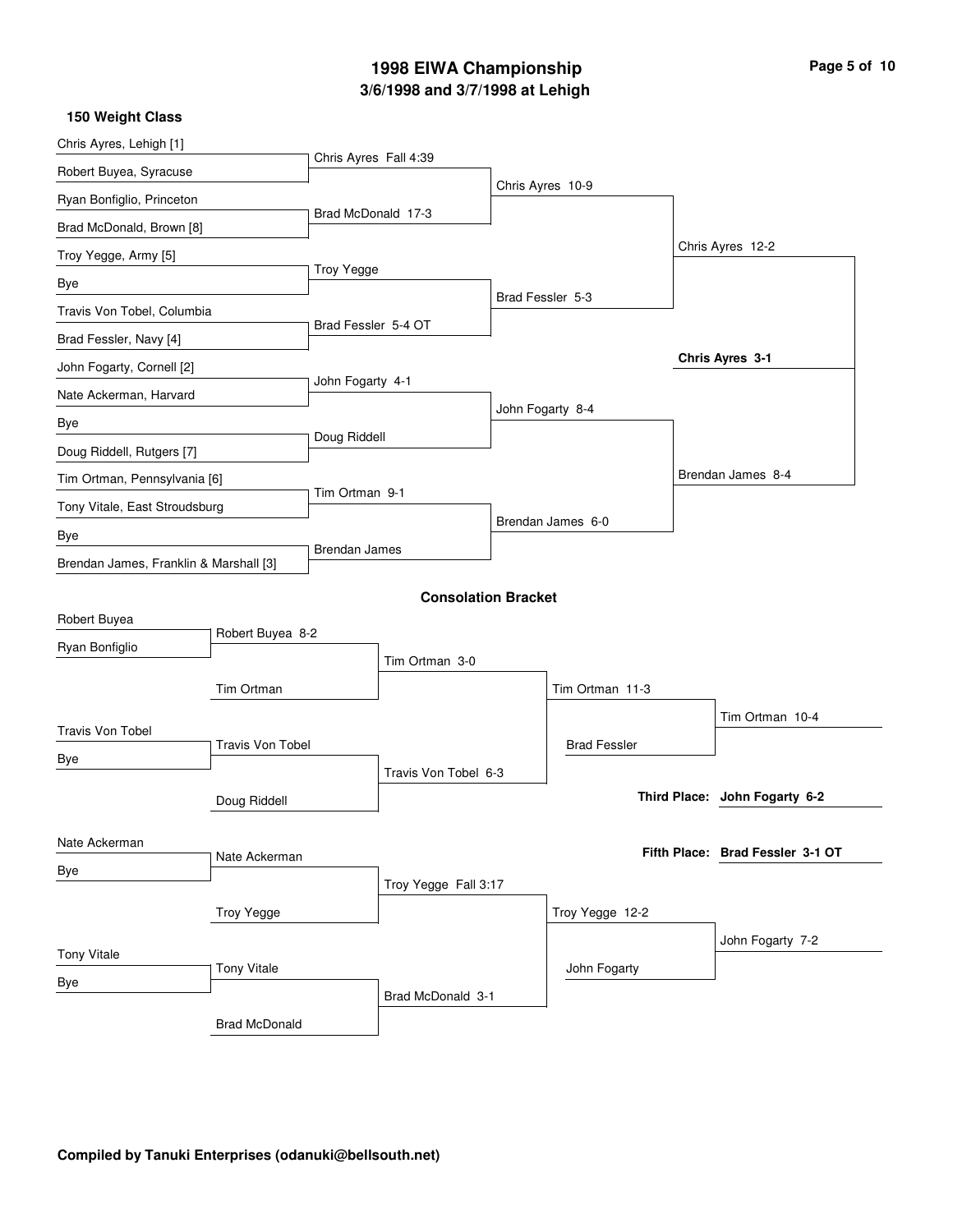# 1998 EIWA Championship

## 3/6/1998 and 3/7/1998 at Lehigh

### 150 Weight Class

#### Championship Bracket

| First Round | Quarterfinals | Semifinals | Finals |
| --- | --- | --- | --- |
| Chris Ayres, Lehigh [1] vs. Robert Buyea, Syracuse | Chris Ayres Fall 4:39 | Chris Ayres 10-9 | Chris Ayres 12-2 |
| Ryan Bonfiglio, Princeton vs. Brad McDonald, Brown [8] | Brad McDonald 17-3 | | |
| Troy Yegge, Army [5] vs. Bye | Troy Yegge | Brad Fessler 5-3 | |
| Travis Von Tobel, Columbia vs. Brad Fessler, Navy [4] | Brad Fessler 5-4 OT | | |
| John Fogarty, Cornell [2] vs. Nate Ackerman, Harvard | John Fogarty 4-1 | John Fogarty 8-4 | Brendan James 8-4 |
| Bye vs. Doug Riddell, Rutgers [7] | Doug Riddell | | |
| Tim Ortman, Pennsylvania [6] vs. Tony Vitale, East Stroudsburg | Tim Ortman 9-1 | Brendan James 6-0 | |
| Bye vs. Brendan James, Franklin & Marshall [3] | Brendan James | | |

**Champion: Chris Ayres 3-1**

#### Consolation Bracket

| Round 1 | Round 2 | Round 3 | Round 4 | Final |
| --- | --- | --- | --- | --- |
| Robert Buyea vs. Ryan Bonfiglio | Robert Buyea 8-2 | Tim Ortman 3-0 | Tim Ortman 11-3 | Tim Ortman 10-4 |
| | Tim Ortman | | | |
| Travis Von Tobel vs. Bye | Travis Von Tobel | Travis Von Tobel 6-3 | Brad Fessler | |
| | Doug Riddell | | | |
| Nate Ackerman vs. Bye | Nate Ackerman | Troy Yegge Fall 3:17 | Troy Yegge 12-2 | John Fogarty 7-2 |
| | Troy Yegge | | | |
| Tony Vitale vs. Bye | Tony Vitale | Brad McDonald 3-1 | John Fogarty | |
| | Brad McDonald | | | |

**Third Place: John Fogarty 6-2**

**Fifth Place: Brad Fessler 3-1 OT**

**Compiled by Tanuki Enterprises (odanuki@bellsouth.net)**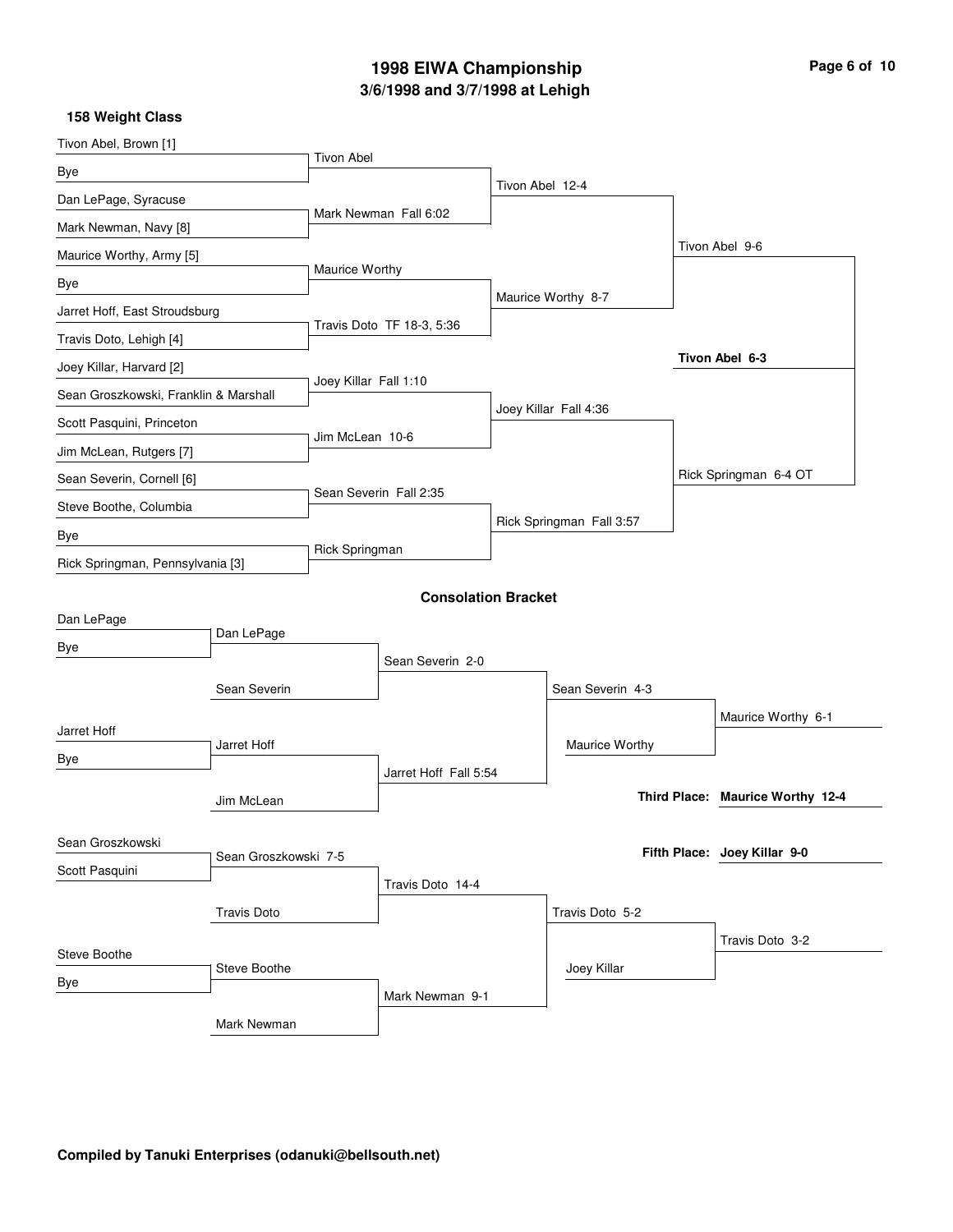# 1998 EIWA Championship

## 3/6/1998 and 3/7/1998 at Lehigh

### 158 Weight Class

**Championship Bracket**

| First Round | Quarterfinals | Semifinals | Final |
|---|---|---|---|
| Tivon Abel, Brown [1] vs. Bye | Tivon Abel | Tivon Abel 12-4 | Tivon Abel 9-6 |
| Dan LePage, Syracuse vs. Mark Newman, Navy [8] | Mark Newman Fall 6:02 | | |
| Maurice Worthy, Army [5] vs. Bye | Maurice Worthy | Maurice Worthy 8-7 | |
| Jarret Hoff, East Stroudsburg vs. Travis Doto, Lehigh [4] | Travis Doto TF 18-3, 5:36 | | |
| Joey Killar, Harvard [2] vs. Sean Groszkowski, Franklin & Marshall | Joey Killar Fall 1:10 | Joey Killar Fall 4:36 | Rick Springman 6-4 OT |
| Scott Pasquini, Princeton vs. Jim McLean, Rutgers [7] | Jim McLean 10-6 | | |
| Sean Severin, Cornell [6] vs. Steve Boothe, Columbia | Sean Severin Fall 2:35 | Rick Springman Fall 3:57 | |
| Bye vs. Rick Springman, Pennsylvania [3] | Rick Springman | | |

**Champion: Tivon Abel 6-3**

### Consolation Bracket

| Round 1 | Round 2 | Round 3 | Round 4 | Final |
|---|---|---|---|---|
| Dan LePage vs. Bye | Dan LePage vs. Sean Severin | Sean Severin 2-0 | Sean Severin 4-3 | Maurice Worthy 6-1 |
| Jarret Hoff vs. Bye | Jarret Hoff vs. Jim McLean | Jarret Hoff Fall 5:54 | Maurice Worthy | |
| Sean Groszkowski vs. Scott Pasquini | Sean Groszkowski 7-5 vs. Travis Doto | Travis Doto 14-4 | Travis Doto 5-2 | Travis Doto 3-2 |
| Steve Boothe vs. Bye | Steve Boothe vs. Mark Newman | Mark Newman 9-1 | Joey Killar | |

**Third Place: Maurice Worthy 12-4**

**Fifth Place: Joey Killar 9-0**

**Compiled by Tanuki Enterprises (odanuki@bellsouth.net)**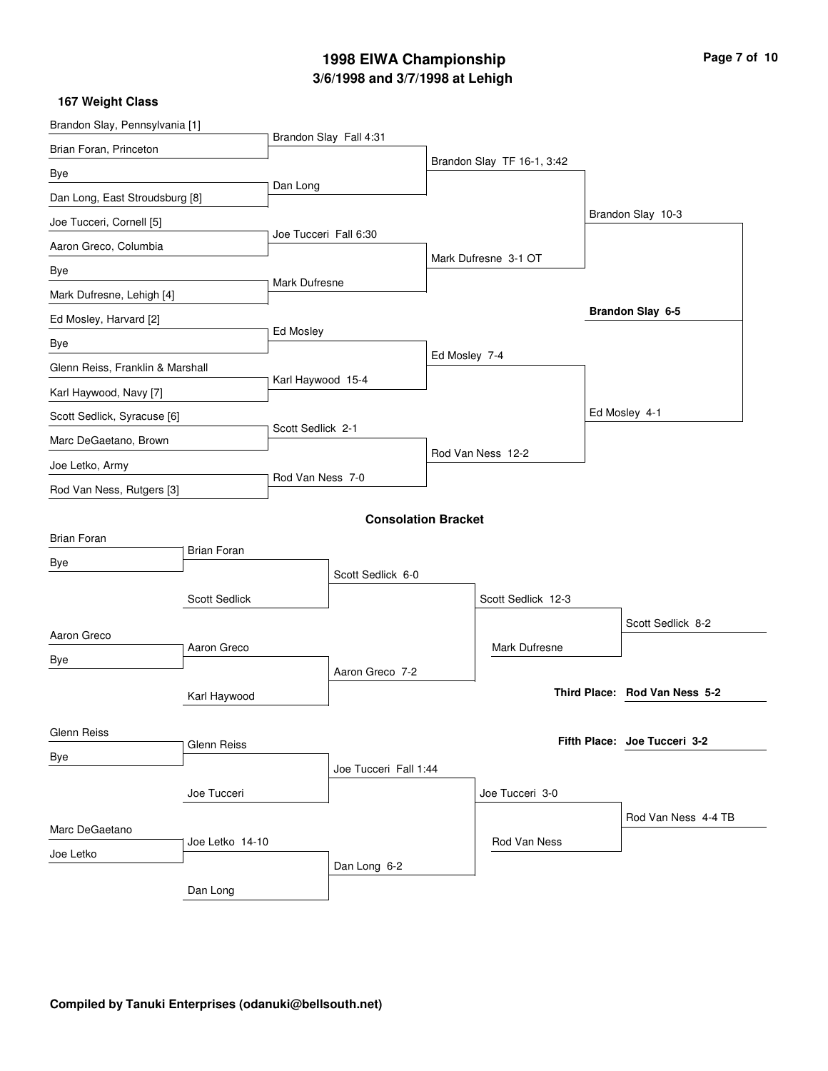# 1998 EIWA Championship

## 3/6/1998 and 3/7/1998 at Lehigh

### 167 Weight Class

**Championship Bracket**

First Round:
- Brandon Slay, Pennsylvania [1] vs. Brian Foran, Princeton — Brandon Slay Fall 4:31
- Bye vs. Dan Long, East Stroudsburg [8] — Dan Long
- Joe Tucceri, Cornell [5] vs. Aaron Greco, Columbia — Joe Tucceri Fall 6:30
- Bye vs. Mark Dufresne, Lehigh [4] — Mark Dufresne
- Ed Mosley, Harvard [2] vs. Bye — Ed Mosley
- Glenn Reiss, Franklin & Marshall vs. Karl Haywood, Navy [7] — Karl Haywood 15-4
- Scott Sedlick, Syracuse [6] vs. Marc DeGaetano, Brown — Scott Sedlick 2-1
- Joe Letko, Army vs. Rod Van Ness, Rutgers [3] — Rod Van Ness 7-0

Quarterfinals:
- Brandon Slay TF 16-1, 3:42
- Mark Dufresne 3-1 OT
- Ed Mosley 7-4
- Rod Van Ness 12-2

Semifinals:
- Brandon Slay 10-3
- Ed Mosley 4-1

Final:
- **Brandon Slay 6-5**

## Consolation Bracket

First Round:
- Brian Foran vs. Bye — Brian Foran
- Aaron Greco vs. Bye — Aaron Greco
- Glenn Reiss vs. Bye — Glenn Reiss
- Marc DeGaetano vs. Joe Letko — Joe Letko 14-10

Second Round:
- Brian Foran vs. Scott Sedlick — Scott Sedlick 6-0
- Aaron Greco vs. Karl Haywood — Aaron Greco 7-2
- Glenn Reiss vs. Joe Tucceri — Joe Tucceri Fall 1:44
- Joe Letko vs. Dan Long — Dan Long 6-2

Third Round:
- Scott Sedlick 12-3
- Joe Tucceri 3-0

Consolation Semifinals:
- Scott Sedlick vs. Mark Dufresne — Scott Sedlick 8-2
- Joe Tucceri vs. Rod Van Ness — Rod Van Ness 4-4 TB

**Third Place: Rod Van Ness 5-2**

**Fifth Place: Joe Tucceri 3-2**

**Compiled by Tanuki Enterprises (odanuki@bellsouth.net)**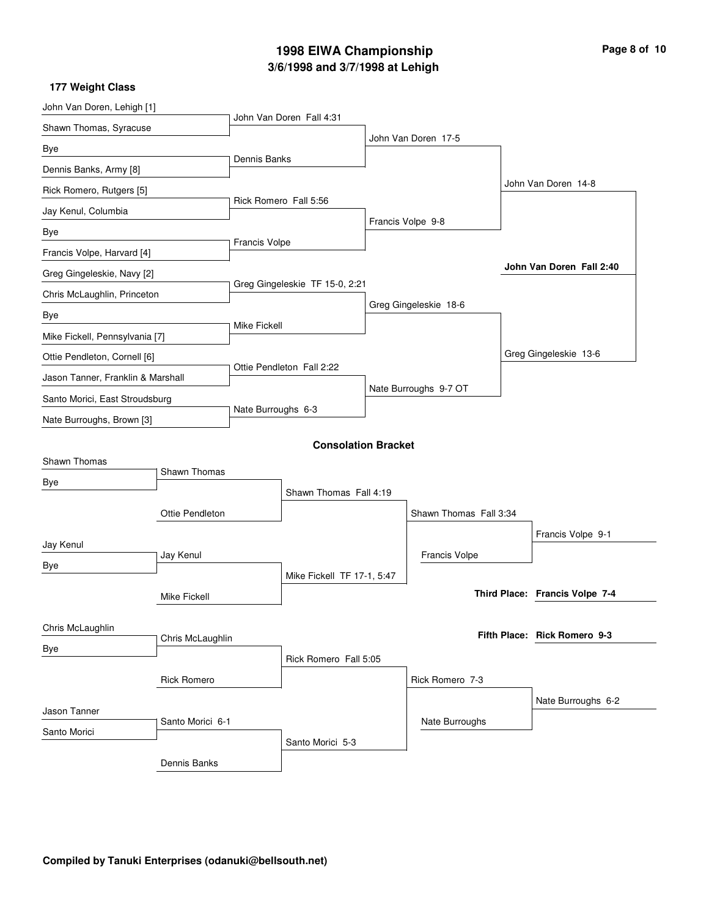# 1998 EIWA Championship

## 3/6/1998 and 3/7/1998 at Lehigh

### 177 Weight Class

**Championship Bracket**

| First Round | Quarterfinals | Semifinals | Final |
|---|---|---|---|
| John Van Doren, Lehigh [1] vs. Shawn Thomas, Syracuse | John Van Doren Fall 4:31 | | |
| Bye vs. Dennis Banks, Army [8] | Dennis Banks | John Van Doren 17-5 | |
| Rick Romero, Rutgers [5] vs. Jay Kenul, Columbia | Rick Romero Fall 5:56 | | |
| Bye vs. Francis Volpe, Harvard [4] | Francis Volpe | Francis Volpe 9-8 | John Van Doren 14-8 |
| Greg Gingeleskie, Navy [2] vs. Chris McLaughlin, Princeton | Greg Gingeleskie TF 15-0, 2:21 | | |
| Bye vs. Mike Fickell, Pennsylvania [7] | Mike Fickell | Greg Gingeleskie 18-6 | |
| Ottie Pendleton, Cornell [6] vs. Jason Tanner, Franklin & Marshall | Ottie Pendleton Fall 2:22 | | |
| Santo Morici, East Stroudsburg vs. Nate Burroughs, Brown [3] | Nate Burroughs 6-3 | Nate Burroughs 9-7 OT | Greg Gingeleskie 13-6 |

**Champion: John Van Doren Fall 2:40**

### Consolation Bracket

| Round 1 | Round 2 | Round 3 | Round 4 | Round 5 |
|---|---|---|---|---|
| Shawn Thomas vs. Bye | Shawn Thomas | | | |
| | Ottie Pendleton | Shawn Thomas Fall 4:19 | | |
| Jay Kenul vs. Bye | Jay Kenul | | Shawn Thomas Fall 3:34 | |
| | Mike Fickell | Mike Fickell TF 17-1, 5:47 | Francis Volpe | Francis Volpe 9-1 |
| Chris McLaughlin vs. Bye | Chris McLaughlin | | | |
| | Rick Romero | Rick Romero Fall 5:05 | | |
| Jason Tanner vs. Santo Morici | Santo Morici 6-1 | | Rick Romero 7-3 | |
| | Dennis Banks | Santo Morici 5-3 | Nate Burroughs | Nate Burroughs 6-2 |

**Third Place: Francis Volpe 7-4**

**Fifth Place: Rick Romero 9-3**

**Compiled by Tanuki Enterprises (odanuki@bellsouth.net)**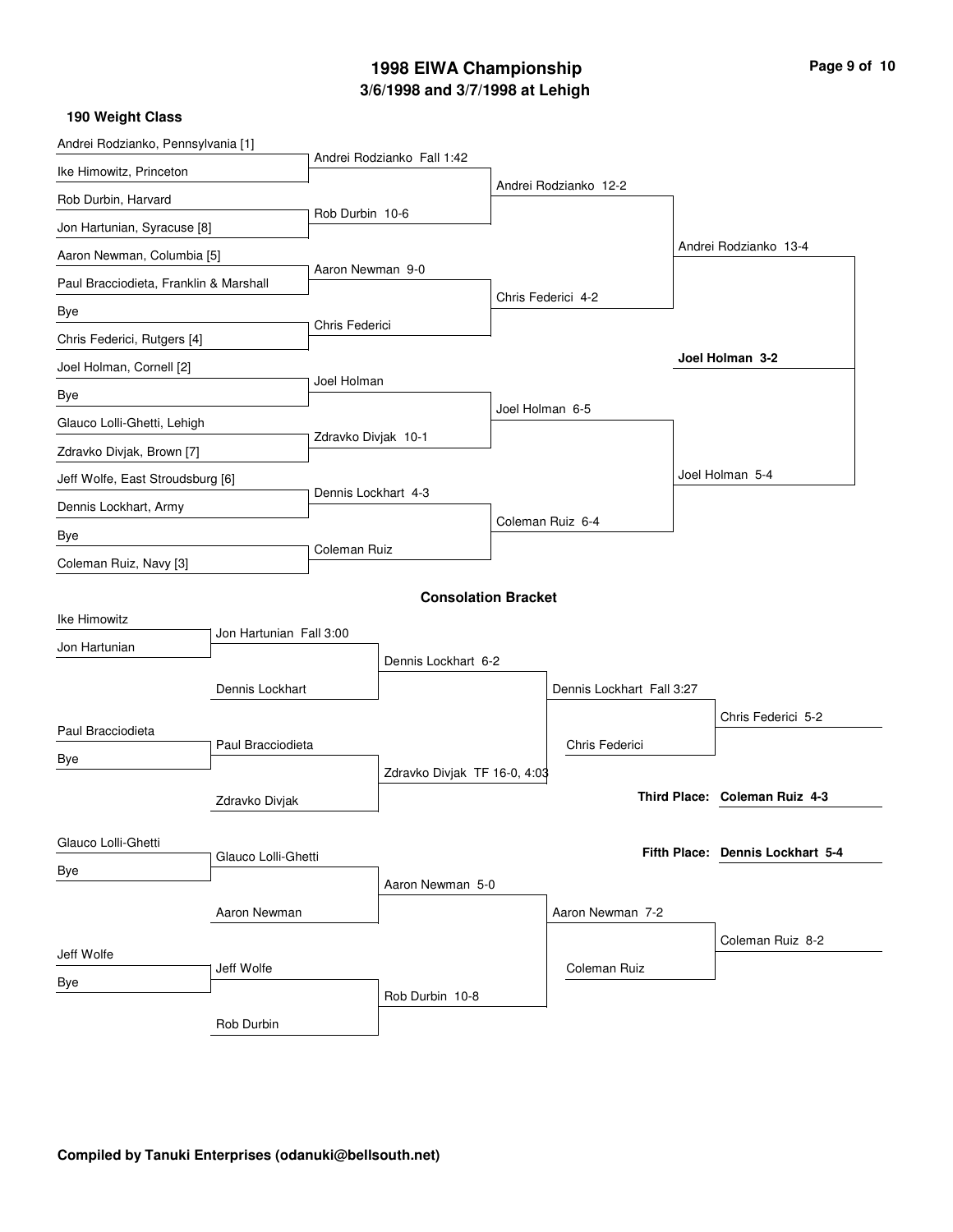# 1998 EIWA Championship
## 3/6/1998 and 3/7/1998 at Lehigh

### 190 Weight Class

**Championship Bracket**

| First Round | Quarterfinals | Semifinals | Finals |
|---|---|---|---|
| Andrei Rodzianko, Pennsylvania [1] | Andrei Rodzianko Fall 1:42 | Andrei Rodzianko 12-2 | Andrei Rodzianko 13-4 |
| Ike Himowitz, Princeton | | | |
| Rob Durbin, Harvard | Rob Durbin 10-6 | | |
| Jon Hartunian, Syracuse [8] | | | |
| Aaron Newman, Columbia [5] | Aaron Newman 9-0 | Chris Federici 4-2 | |
| Paul Bracciodieta, Franklin & Marshall | | | |
| Bye | Chris Federici | | |
| Chris Federici, Rutgers [4] | | | |
| Joel Holman, Cornell [2] | Joel Holman | Joel Holman 6-5 | Joel Holman 5-4 |
| Bye | | | |
| Glauco Lolli-Ghetti, Lehigh | Zdravko Divjak 10-1 | | |
| Zdravko Divjak, Brown [7] | | | |
| Jeff Wolfe, East Stroudsburg [6] | Dennis Lockhart 4-3 | Coleman Ruiz 6-4 | |
| Dennis Lockhart, Army | | | |
| Bye | Coleman Ruiz | | |
| Coleman Ruiz, Navy [3] | | | |

**Champion: Joel Holman 3-2**

### Consolation Bracket

| Round 1 | Round 2 | Round 3 | Round 4 | Final |
|---|---|---|---|---|
| Ike Himowitz / Jon Hartunian | Jon Hartunian Fall 3:00 | Dennis Lockhart 6-2 | Dennis Lockhart Fall 3:27 | Chris Federici 5-2 |
| | Dennis Lockhart | | Chris Federici | |
| Paul Bracciodieta / Bye | Paul Bracciodieta | Zdravko Divjak TF 16-0, 4:03 | | |
| | Zdravko Divjak | | | |
| Glauco Lolli-Ghetti / Bye | Glauco Lolli-Ghetti | Aaron Newman 5-0 | Aaron Newman 7-2 | Coleman Ruiz 8-2 |
| | Aaron Newman | | Coleman Ruiz | |
| Jeff Wolfe / Bye | Jeff Wolfe | Rob Durbin 10-8 | | |
| | Rob Durbin | | | |

**Third Place: Coleman Ruiz 4-3**

**Fifth Place: Dennis Lockhart 5-4**

**Compiled by Tanuki Enterprises (odanuki@bellsouth.net)**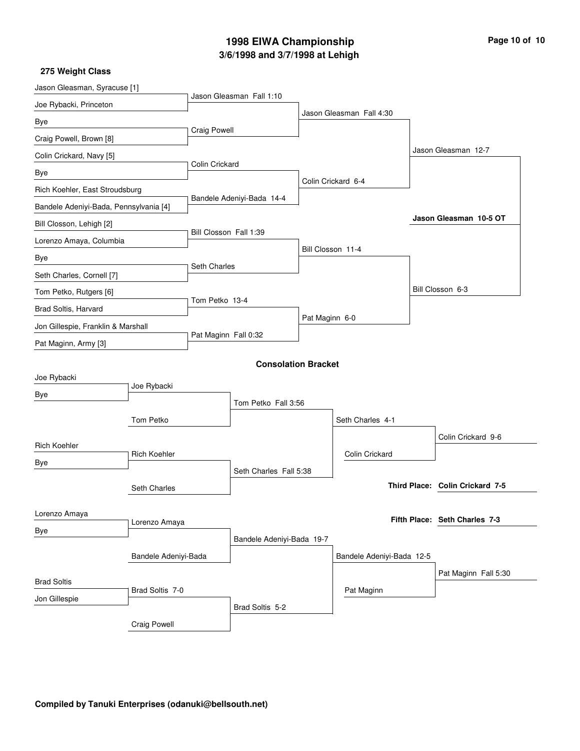# 1998 EIWA Championship
## 3/6/1998 and 3/7/1998 at Lehigh

### 275 Weight Class

Jason Gleasman, Syracuse [1]
Joe Rybacki, Princeton
Bye
Craig Powell, Brown [8]
Colin Crickard, Navy [5]
Bye
Rich Koehler, East Stroudsburg
Bandele Adeniyi-Bada, Pennsylvania [4]
Bill Closson, Lehigh [2]
Lorenzo Amaya, Columbia
Bye
Seth Charles, Cornell [7]
Tom Petko, Rutgers [6]
Brad Soltis, Harvard
Jon Gillespie, Franklin & Marshall
Pat Maginn, Army [3]

Jason Gleasman Fall 1:10
Craig Powell
Colin Crickard
Bandele Adeniyi-Bada 14-4
Bill Closson Fall 1:39
Seth Charles
Tom Petko 13-4
Pat Maginn Fall 0:32

Jason Gleasman Fall 4:30
Colin Crickard 6-4
Bill Closson 11-4
Pat Maginn 6-0

Jason Gleasman 12-7
Bill Closson 6-3

**Jason Gleasman 10-5 OT**

### Consolation Bracket

Joe Rybacki
Bye
Rich Koehler
Bye
Lorenzo Amaya
Bye
Brad Soltis
Jon Gillespie

Joe Rybacki
Tom Petko
Rich Koehler
Seth Charles
Lorenzo Amaya
Bandele Adeniyi-Bada
Brad Soltis 7-0
Craig Powell

Tom Petko Fall 3:56
Seth Charles Fall 5:38
Bandele Adeniyi-Bada 19-7
Brad Soltis 5-2

Seth Charles 4-1
Colin Crickard
Bandele Adeniyi-Bada 12-5
Pat Maginn

Colin Crickard 9-6
Pat Maginn Fall 5:30

**Third Place: Colin Crickard 7-5**

**Fifth Place: Seth Charles 7-3**

**Compiled by Tanuki Enterprises (odanuki@bellsouth.net)**